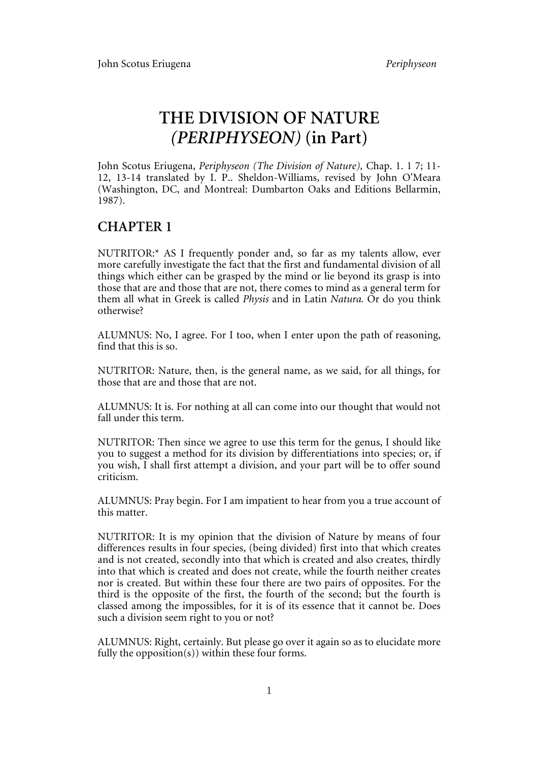# THE DIVISION OF NATURE *(PERIPHYSEON)* (in Part)

John Scotus Eriugena, *Periphyseon (The Division of Nature),* Chap. 1. 1 7; 11-12, 13-14 translated by I. P.. Sheldon-Williams, revised by John O'Meara (Washington, DC, and Montreal: Dumbarton Oaks and Editions Bellarmin, 1987).

## CHAPTER 1

NUTRITOR:* AS I frequently ponder and, so far as my talents allow, ever more carefully investigate the fact that the first and fundamental division of all things which either can be grasped by the mind or lie beyond its grasp is into those that are and those that are not, there comes to mind as a general term for them all what in Greek is called *Physis* and in Latin *Natura.* Or do you think otherwise?

ALUMNUS: No, I agree. For I too, when I enter upon the path of reasoning, find that this is so.

NUTRITOR: Nature, then, is the general name, as we said, for all things, for those that are and those that are not.

ALUMNUS: It is. For nothing at all can come into our thought that would not fall under this term.

NUTRITOR: Then since we agree to use this term for the genus, I should like you to suggest a method for its division by differentiations into species; or, if you wish, I shall first attempt a division, and your part will be to offer sound criticism.

ALUMNUS: Pray begin. For I am impatient to hear from you a true account of this matter.

NUTRITOR: It is my opinion that the division of Nature by means of four differences results in four species, (being divided) first into that which creates and is not created, secondly into that which is created and also creates, thirdly into that which is created and does not create, while the fourth neither creates nor is created. But within these four there are two pairs of opposites. For the third is the opposite of the first, the fourth of the second; but the fourth is classed among the impossibles, for it is of its essence that it cannot be. Does such a division seem right to you or not?

ALUMNUS: Right, certainly. But please go over it again so as to elucidate more fully the opposition(s)) within these four forms.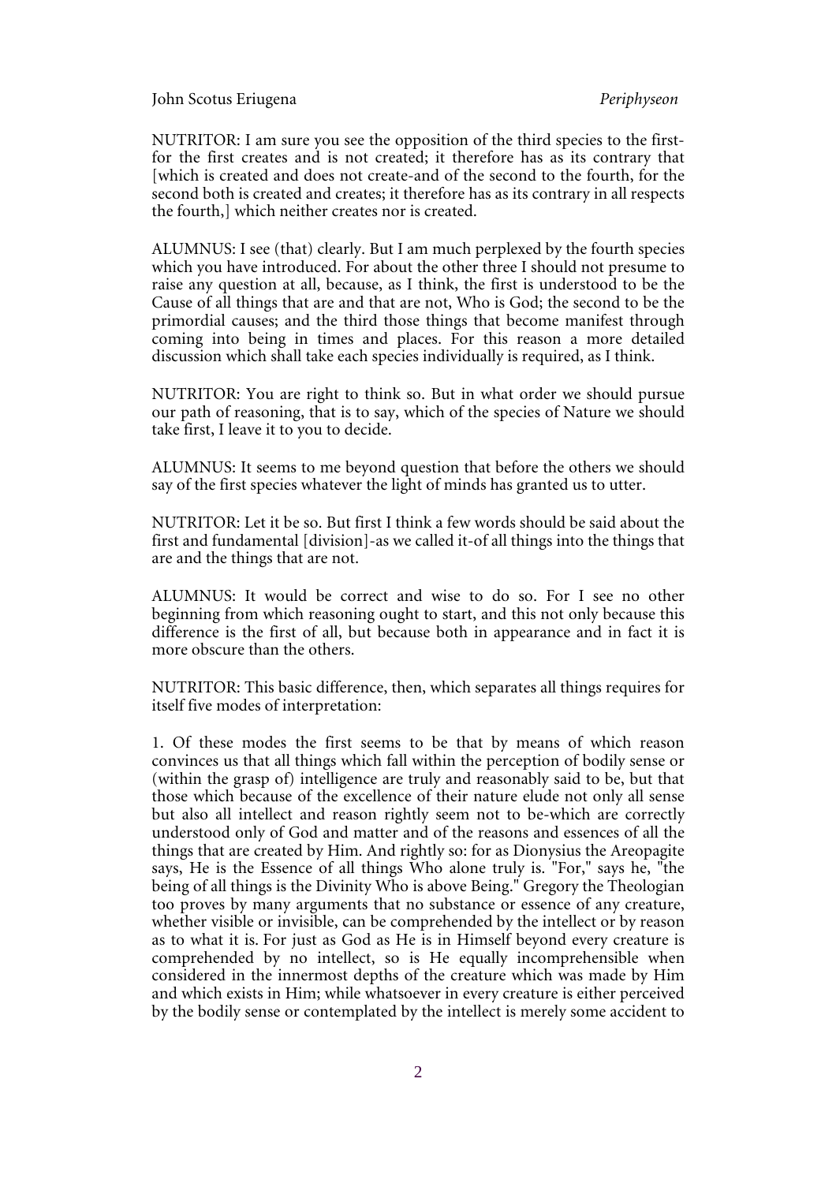NUTRITOR: I am sure you see the opposition of the third species to the first-for the first creates and is not created; it therefore has as its contrary that [which is created and does not create-and of the second to the fourth, for the second both is created and creates; it therefore has as its contrary in all respects the fourth,] which neither creates nor is created.

ALUMNUS: I see (that) clearly. But I am much perplexed by the fourth species which you have introduced. For about the other three I should not presume to raise any question at all, because, as I think, the first is understood to be the Cause of all things that are and that are not, Who is God; the second to be the primordial causes; and the third those things that become manifest through coming into being in times and places. For this reason a more detailed discussion which shall take each species individually is required, as I think.

NUTRITOR: You are right to think so. But in what order we should pursue our path of reasoning, that is to say, which of the species of Nature we should take first, I leave it to you to decide.

ALUMNUS: It seems to me beyond question that before the others we should say of the first species whatever the light of minds has granted us to utter.

NUTRITOR: Let it be so. But first I think a few words should be said about the first and fundamental [division]-as we called it-of all things into the things that are and the things that are not.

ALUMNUS: It would be correct and wise to do so. For I see no other beginning from which reasoning ought to start, and this not only because this difference is the first of all, but because both in appearance and in fact it is more obscure than the others.

NUTRITOR: This basic difference, then, which separates all things requires for itself five modes of interpretation:

1. Of these modes the first seems to be that by means of which reason convinces us that all things which fall within the perception of bodily sense or (within the grasp of) intelligence are truly and reasonably said to be, but that those which because of the excellence of their nature elude not only all sense but also all intellect and reason rightly seem not to be-which are correctly understood only of God and matter and of the reasons and essences of all the things that are created by Him. And rightly so: for as Dionysius the Areopagite says, He is the Essence of all things Who alone truly is. "For," says he, "the being of all things is the Divinity Who is above Being." Gregory the Theologian too proves by many arguments that no substance or essence of any creature, whether visible or invisible, can be comprehended by the intellect or by reason as to what it is. For just as God as He is in Himself beyond every creature is comprehended by no intellect, so is He equally incomprehensible when considered in the innermost depths of the creature which was made by Him and which exists in Him; while whatsoever in every creature is either perceived by the bodily sense or contemplated by the intellect is merely some accident to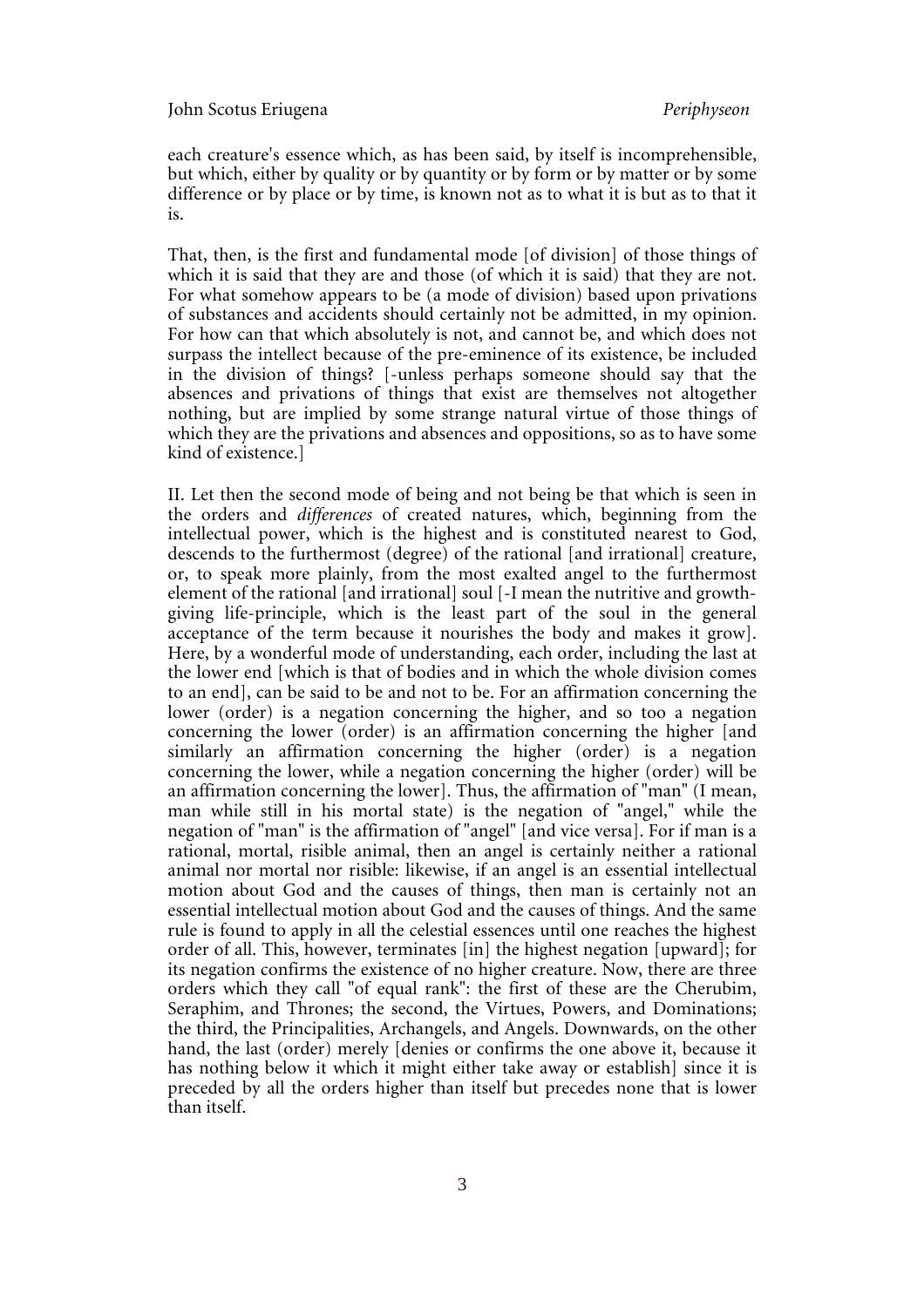each creature's essence which, as has been said, by itself is incomprehensible, but which, either by quality or by quantity or by form or by matter or by some difference or by place or by time, is known not as to what it is but as to that it is.

That, then, is the first and fundamental mode [of division] of those things of which it is said that they are and those (of which it is said) that they are not. For what somehow appears to be (a mode of division) based upon privations of substances and accidents should certainly not be admitted, in my opinion. For how can that which absolutely is not, and cannot be, and which does not surpass the intellect because of the pre-eminence of its existence, be included in the division of things? [-unless perhaps someone should say that the absences and privations of things that exist are themselves not altogether nothing, but are implied by some strange natural virtue of those things of which they are the privations and absences and oppositions, so as to have some kind of existence.]

II. Let then the second mode of being and not being be that which is seen in the orders and *differences* of created natures, which, beginning from the intellectual power, which is the highest and is constituted nearest to God, descends to the furthermost (degree) of the rational [and irrational] creature, or, to speak more plainly, from the most exalted angel to the furthermost element of the rational [and irrational] soul [-I mean the nutritive and growth-giving life-principle, which is the least part of the soul in the general acceptance of the term because it nourishes the body and makes it grow]. Here, by a wonderful mode of understanding, each order, including the last at the lower end [which is that of bodies and in which the whole division comes to an end], can be said to be and not to be. For an affirmation concerning the lower (order) is a negation concerning the higher, and so too a negation concerning the lower (order) is an affirmation concerning the higher [and similarly an affirmation concerning the higher (order) is a negation concerning the lower, while a negation concerning the higher (order) will be an affirmation concerning the lower]. Thus, the affirmation of "man" (I mean, man while still in his mortal state) is the negation of "angel," while the negation of "man" is the affirmation of "angel" [and vice versa]. For if man is a rational, mortal, risible animal, then an angel is certainly neither a rational animal nor mortal nor risible: likewise, if an angel is an essential intellectual motion about God and the causes of things, then man is certainly not an essential intellectual motion about God and the causes of things. And the same rule is found to apply in all the celestial essences until one reaches the highest order of all. This, however, terminates [in] the highest negation [upward]; for its negation confirms the existence of no higher creature. Now, there are three orders which they call "of equal rank": the first of these are the Cherubim, Seraphim, and Thrones; the second, the Virtues, Powers, and Dominations; the third, the Principalities, Archangels, and Angels. Downwards, on the other hand, the last (order) merely [denies or confirms the one above it, because it has nothing below it which it might either take away or establish] since it is preceded by all the orders higher than itself but precedes none that is lower than itself.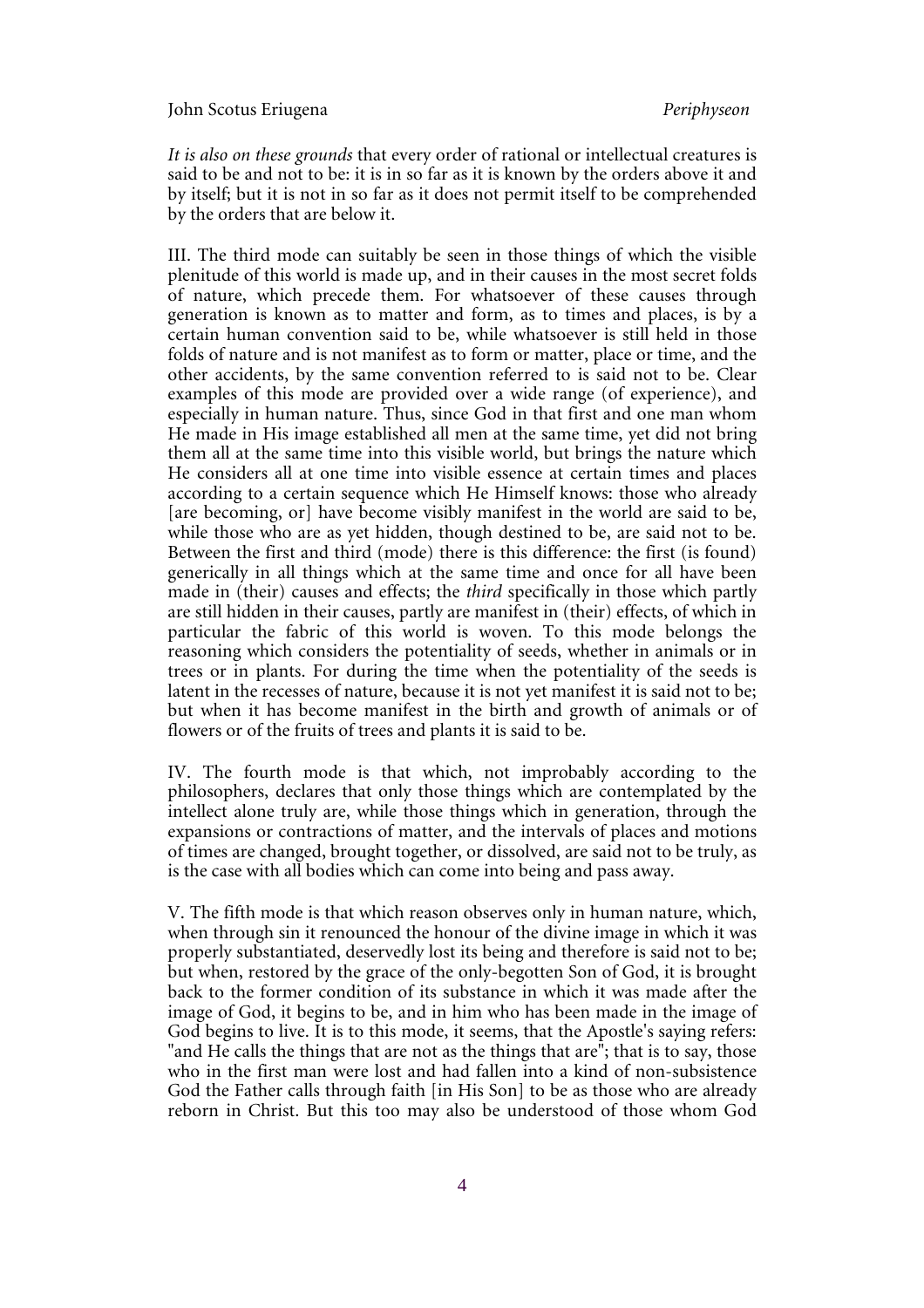*It is also on these grounds* that every order of rational or intellectual creatures is said to be and not to be: it is in so far as it is known by the orders above it and by itself; but it is not in so far as it does not permit itself to be comprehended by the orders that are below it.

III. The third mode can suitably be seen in those things of which the visible plenitude of this world is made up, and in their causes in the most secret folds of nature, which precede them. For whatsoever of these causes through generation is known as to matter and form, as to times and places, is by a certain human convention said to be, while whatsoever is still held in those folds of nature and is not manifest as to form or matter, place or time, and the other accidents, by the same convention referred to is said not to be. Clear examples of this mode are provided over a wide range (of experience), and especially in human nature. Thus, since God in that first and one man whom He made in His image established all men at the same time, yet did not bring them all at the same time into this visible world, but brings the nature which He considers all at one time into visible essence at certain times and places according to a certain sequence which He Himself knows: those who already [are becoming, or] have become visibly manifest in the world are said to be, while those who are as yet hidden, though destined to be, are said not to be. Between the first and third (mode) there is this difference: the first (is found) generically in all things which at the same time and once for all have been made in (their) causes and effects; the *third* specifically in those which partly are still hidden in their causes, partly are manifest in (their) effects, of which in particular the fabric of this world is woven. To this mode belongs the reasoning which considers the potentiality of seeds, whether in animals or in trees or in plants. For during the time when the potentiality of the seeds is latent in the recesses of nature, because it is not yet manifest it is said not to be; but when it has become manifest in the birth and growth of animals or of flowers or of the fruits of trees and plants it is said to be.

IV. The fourth mode is that which, not improbably according to the philosophers, declares that only those things which are contemplated by the intellect alone truly are, while those things which in generation, through the expansions or contractions of matter, and the intervals of places and motions of times are changed, brought together, or dissolved, are said not to be truly, as is the case with all bodies which can come into being and pass away.

V. The fifth mode is that which reason observes only in human nature, which, when through sin it renounced the honour of the divine image in which it was properly substantiated, deservedly lost its being and therefore is said not to be; but when, restored by the grace of the only-begotten Son of God, it is brought back to the former condition of its substance in which it was made after the image of God, it begins to be, and in him who has been made in the image of God begins to live. It is to this mode, it seems, that the Apostle's saying refers: "and He calls the things that are not as the things that are"; that is to say, those who in the first man were lost and had fallen into a kind of non-subsistence God the Father calls through faith [in His Son] to be as those who are already reborn in Christ. But this too may also be understood of those whom God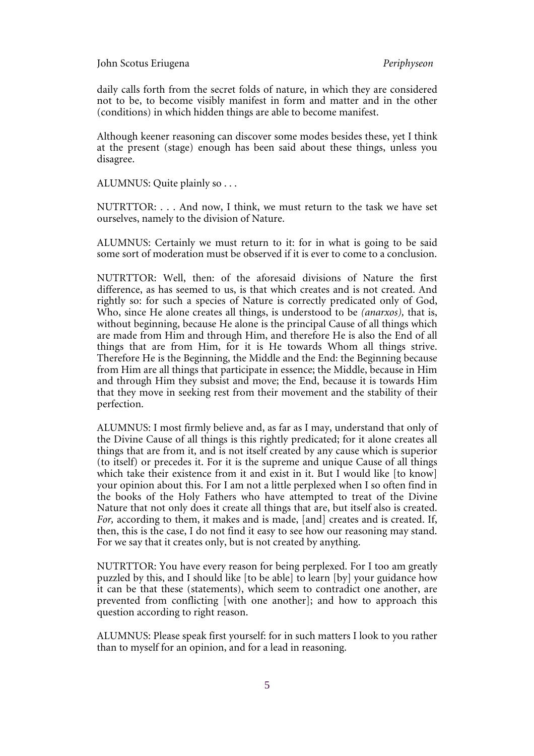daily calls forth from the secret folds of nature, in which they are considered not to be, to become visibly manifest in form and matter and in the other (conditions) in which hidden things are able to become manifest.

Although keener reasoning can discover some modes besides these, yet I think at the present (stage) enough has been said about these things, unless you disagree.

ALUMNUS: Quite plainly so . . .

NUTRTTOR: . . . And now, I think, we must return to the task we have set ourselves, namely to the division of Nature.

ALUMNUS: Certainly we must return to it: for in what is going to be said some sort of moderation must be observed if it is ever to come to a conclusion.

NUTRTTOR: Well, then: of the aforesaid divisions of Nature the first difference, as has seemed to us, is that which creates and is not created. And rightly so: for such a species of Nature is correctly predicated only of God, Who, since He alone creates all things, is understood to be *(anarxos),* that is, without beginning, because He alone is the principal Cause of all things which are made from Him and through Him, and therefore He is also the End of all things that are from Him, for it is He towards Whom all things strive. Therefore He is the Beginning, the Middle and the End: the Beginning because from Him are all things that participate in essence; the Middle, because in Him and through Him they subsist and move; the End, because it is towards Him that they move in seeking rest from their movement and the stability of their perfection.

ALUMNUS: I most firmly believe and, as far as I may, understand that only of the Divine Cause of all things is this rightly predicated; for it alone creates all things that are from it, and is not itself created by any cause which is superior (to itself) or precedes it. For it is the supreme and unique Cause of all things which take their existence from it and exist in it. But I would like [to know] your opinion about this. For I am not a little perplexed when I so often find in the books of the Holy Fathers who have attempted to treat of the Divine Nature that not only does it create all things that are, but itself also is created. *For,* according to them, it makes and is made, [and] creates and is created. If, then, this is the case, I do not find it easy to see how our reasoning may stand. For we say that it creates only, but is not created by anything.

NUTRTTOR: You have every reason for being perplexed. For I too am greatly puzzled by this, and I should like [to be able] to learn [by] your guidance how it can be that these (statements), which seem to contradict one another, are prevented from conflicting [with one another]; and how to approach this question according to right reason.

ALUMNUS: Please speak first yourself: for in such matters I look to you rather than to myself for an opinion, and for a lead in reasoning.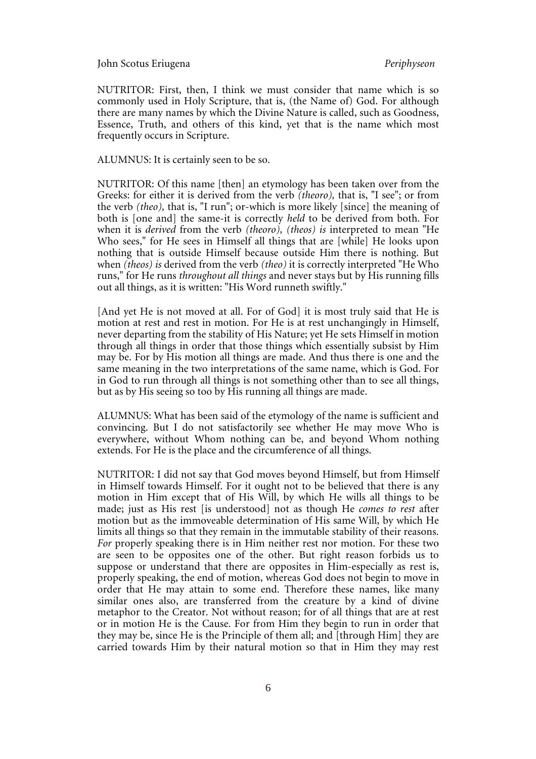NUTRITOR: First, then, I think we must consider that name which is so commonly used in Holy Scripture, that is, (the Name of) God. For although there are many names by which the Divine Nature is called, such as Goodness, Essence, Truth, and others of this kind, yet that is the name which most frequently occurs in Scripture.

ALUMNUS: It is certainly seen to be so.

NUTRITOR: Of this name [then] an etymology has been taken over from the Greeks: for either it is derived from the verb *(theoro),* that is, "I see"; or from the verb *(theo),* that is, "I run"; or-which is more likely [since] the meaning of both is [one and] the same-it is correctly *held* to be derived from both. For when it is *derived* from the verb *(theoro), (theos) is* interpreted to mean "He Who sees," for He sees in Himself all things that are [while] He looks upon nothing that is outside Himself because outside Him there is nothing. But when *(theos) is* derived from the verb *(theo)* it is correctly interpreted "He Who runs," for He runs *throughout all things* and never stays but by His running fills out all things, as it is written: "His Word runneth swiftly."

[And yet He is not moved at all. For of God] it is most truly said that He is motion at rest and rest in motion. For He is at rest unchangingly in Himself, never departing from the stability of His Nature; yet He sets Himself in motion through all things in order that those things which essentially subsist by Him may be. For by His motion all things are made. And thus there is one and the same meaning in the two interpretations of the same name, which is God. For in God to run through all things is not something other than to see all things, but as by His seeing so too by His running all things are made.

ALUMNUS: What has been said of the etymology of the name is sufficient and convincing. But I do not satisfactorily see whether He may move Who is everywhere, without Whom nothing can be, and beyond Whom nothing extends. For He is the place and the circumference of all things.

NUTRITOR: I did not say that God moves beyond Himself, but from Himself in Himself towards Himself. For it ought not to be believed that there is any motion in Him except that of His Will, by which He wills all things to be made; just as His rest [is understood] not as though He *comes to rest* after motion but as the immoveable determination of His same Will, by which He limits all things so that they remain in the immutable stability of their reasons. *For* properly speaking there is in Him neither rest nor motion. For these two are seen to be opposites one of the other. But right reason forbids us to suppose or understand that there are opposites in Him-especially as rest is, properly speaking, the end of motion, whereas God does not begin to move in order that He may attain to some end. Therefore these names, like many similar ones also, are transferred from the creature by a kind of divine metaphor to the Creator. Not without reason; for of all things that are at rest or in motion He is the Cause. For from Him they begin to run in order that they may be, since He is the Principle of them all; and [through Him] they are carried towards Him by their natural motion so that in Him they may rest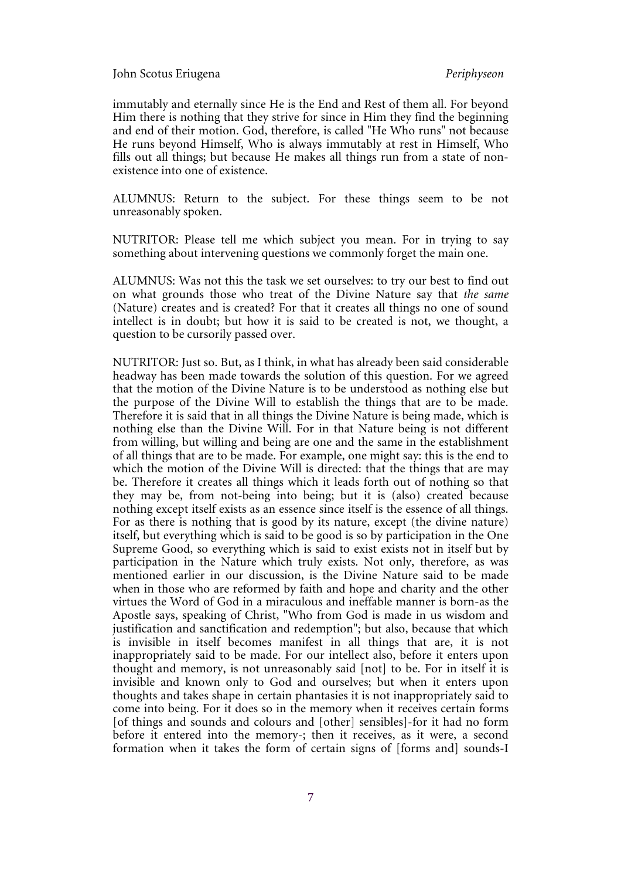immutably and eternally since He is the End and Rest of them all. For beyond Him there is nothing that they strive for since in Him they find the beginning and end of their motion. God, therefore, is called "He Who runs" not because He runs beyond Himself, Who is always immutably at rest in Himself, Who fills out all things; but because He makes all things run from a state of non-existence into one of existence.

ALUMNUS: Return to the subject. For these things seem to be not unreasonably spoken.

NUTRITOR: Please tell me which subject you mean. For in trying to say something about intervening questions we commonly forget the main one.

ALUMNUS: Was not this the task we set ourselves: to try our best to find out on what grounds those who treat of the Divine Nature say that *the same* (Nature) creates and is created? For that it creates all things no one of sound intellect is in doubt; but how it is said to be created is not, we thought, a question to be cursorily passed over.

NUTRITOR: Just so. But, as I think, in what has already been said considerable headway has been made towards the solution of this question. For we agreed that the motion of the Divine Nature is to be understood as nothing else but the purpose of the Divine Will to establish the things that are to be made. Therefore it is said that in all things the Divine Nature is being made, which is nothing else than the Divine Will. For in that Nature being is not different from willing, but willing and being are one and the same in the establishment of all things that are to be made. For example, one might say: this is the end to which the motion of the Divine Will is directed: that the things that are may be. Therefore it creates all things which it leads forth out of nothing so that they may be, from not-being into being; but it is (also) created because nothing except itself exists as an essence since itself is the essence of all things. For as there is nothing that is good by its nature, except (the divine nature) itself, but everything which is said to be good is so by participation in the One Supreme Good, so everything which is said to exist exists not in itself but by participation in the Nature which truly exists. Not only, therefore, as was mentioned earlier in our discussion, is the Divine Nature said to be made when in those who are reformed by faith and hope and charity and the other virtues the Word of God in a miraculous and ineffable manner is born-as the Apostle says, speaking of Christ, "Who from God is made in us wisdom and justification and sanctification and redemption"; but also, because that which is invisible in itself becomes manifest in all things that are, it is not inappropriately said to be made. For our intellect also, before it enters upon thought and memory, is not unreasonably said [not] to be. For in itself it is invisible and known only to God and ourselves; but when it enters upon thoughts and takes shape in certain phantasies it is not inappropriately said to come into being. For it does so in the memory when it receives certain forms [of things and sounds and colours and [other] sensibles]-for it had no form before it entered into the memory-; then it receives, as it were, a second formation when it takes the form of certain signs of [forms and] sounds-I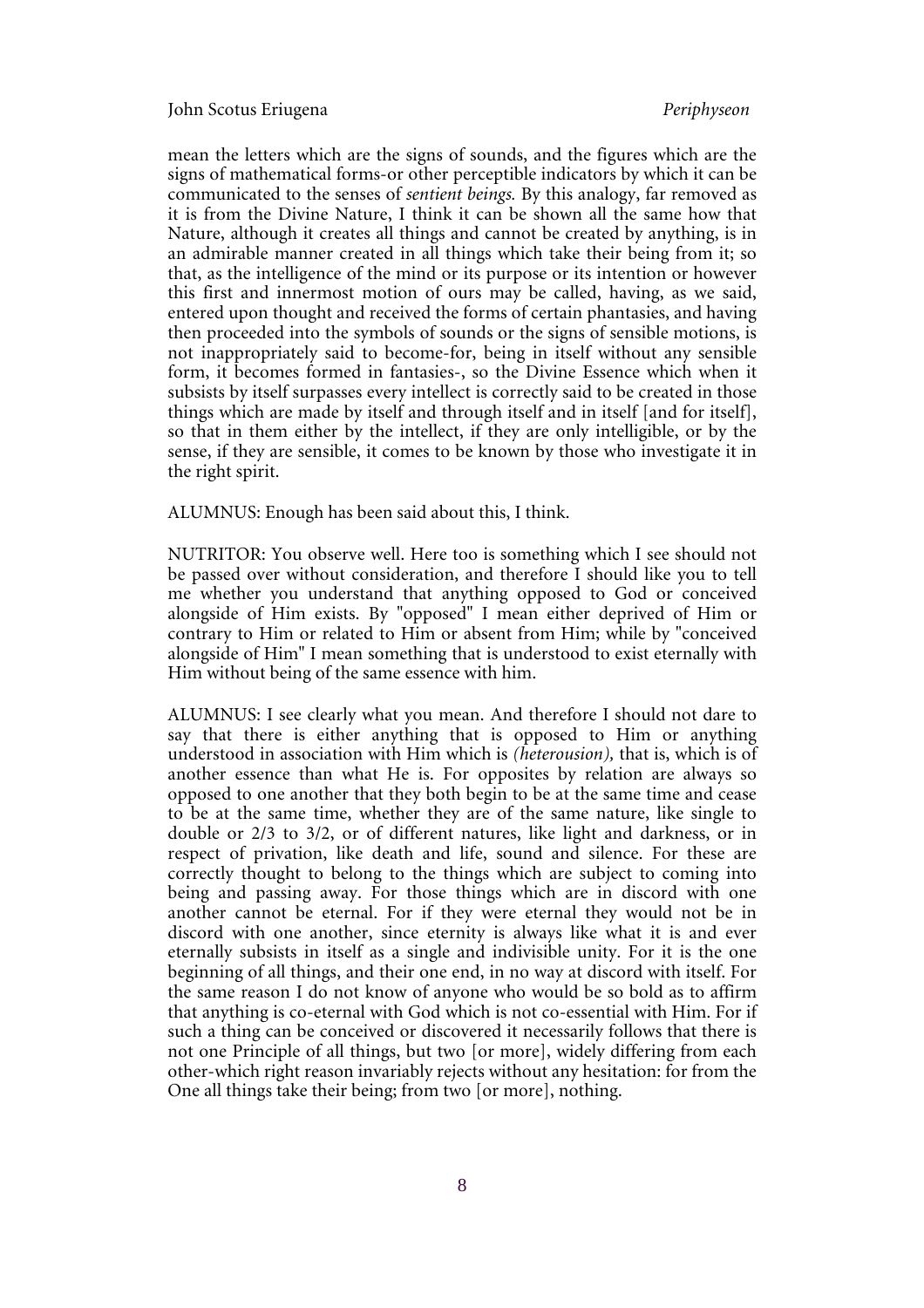mean the letters which are the signs of sounds, and the figures which are the signs of mathematical forms-or other perceptible indicators by which it can be communicated to the senses of *sentient beings.* By this analogy, far removed as it is from the Divine Nature, I think it can be shown all the same how that Nature, although it creates all things and cannot be created by anything, is in an admirable manner created in all things which take their being from it; so that, as the intelligence of the mind or its purpose or its intention or however this first and innermost motion of ours may be called, having, as we said, entered upon thought and received the forms of certain phantasies, and having then proceeded into the symbols of sounds or the signs of sensible motions, is not inappropriately said to become-for, being in itself without any sensible form, it becomes formed in fantasies-, so the Divine Essence which when it subsists by itself surpasses every intellect is correctly said to be created in those things which are made by itself and through itself and in itself [and for itself], so that in them either by the intellect, if they are only intelligible, or by the sense, if they are sensible, it comes to be known by those who investigate it in the right spirit.

ALUMNUS: Enough has been said about this, I think.

NUTRITOR: You observe well. Here too is something which I see should not be passed over without consideration, and therefore I should like you to tell me whether you understand that anything opposed to God or conceived alongside of Him exists. By "opposed" I mean either deprived of Him or contrary to Him or related to Him or absent from Him; while by "conceived alongside of Him" I mean something that is understood to exist eternally with Him without being of the same essence with him.

ALUMNUS: I see clearly what you mean. And therefore I should not dare to say that there is either anything that is opposed to Him or anything understood in association with Him which is *(heterousion),* that is, which is of another essence than what He is. For opposites by relation are always so opposed to one another that they both begin to be at the same time and cease to be at the same time, whether they are of the same nature, like single to double or 2/3 to 3/2, or of different natures, like light and darkness, or in respect of privation, like death and life, sound and silence. For these are correctly thought to belong to the things which are subject to coming into being and passing away. For those things which are in discord with one another cannot be eternal. For if they were eternal they would not be in discord with one another, since eternity is always like what it is and ever eternally subsists in itself as a single and indivisible unity. For it is the one beginning of all things, and their one end, in no way at discord with itself. For the same reason I do not know of anyone who would be so bold as to affirm that anything is co-eternal with God which is not co-essential with Him. For if such a thing can be conceived or discovered it necessarily follows that there is not one Principle of all things, but two [or more], widely differing from each other-which right reason invariably rejects without any hesitation: for from the One all things take their being; from two [or more], nothing.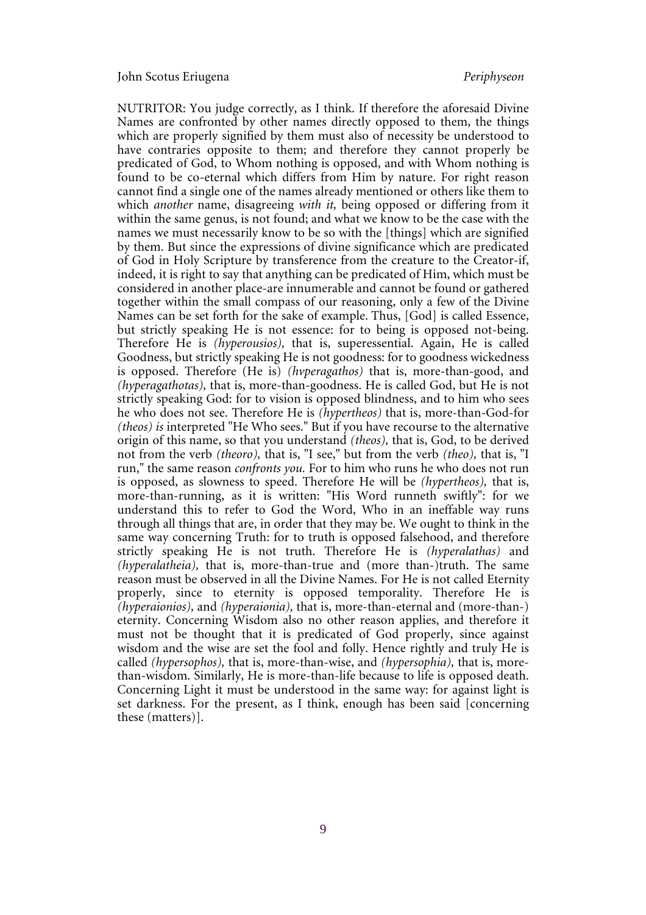NUTRITOR: You judge correctly, as I think. If therefore the aforesaid Divine Names are confronted by other names directly opposed to them, the things which are properly signified by them must also of necessity be understood to have contraries opposite to them; and therefore they cannot properly be predicated of God, to Whom nothing is opposed, and with Whom nothing is found to be co-eternal which differs from Him by nature. For right reason cannot find a single one of the names already mentioned or others like them to which *another* name, disagreeing *with it,* being opposed or differing from it within the same genus, is not found; and what we know to be the case with the names we must necessarily know to be so with the [things] which are signified by them. But since the expressions of divine significance which are predicated of God in Holy Scripture by transference from the creature to the Creator-if, indeed, it is right to say that anything can be predicated of Him, which must be considered in another place-are innumerable and cannot be found or gathered together within the small compass of our reasoning, only a few of the Divine Names can be set forth for the sake of example. Thus, [God] is called Essence, but strictly speaking He is not essence: for to being is opposed not-being. Therefore He is *(hyperousios),* that is, superessential. Again, He is called Goodness, but strictly speaking He is not goodness: for to goodness wickedness is opposed. Therefore (He is) *(hvperagathos)* that is, more-than-good, and *(hyperagathotas),* that is, more-than-goodness. He is called God, but He is not strictly speaking God: for to vision is opposed blindness, and to him who sees he who does not see. Therefore He is *(hypertheos)* that is, more-than-God-for *(theos) is* interpreted "He Who sees." But if you have recourse to the alternative origin of this name, so that you understand *(theos),* that is, God, to be derived not from the verb *(theoro),* that is, "I see," but from the verb *(theo),* that is, "I run," the same reason *confronts you.* For to him who runs he who does not run is opposed, as slowness to speed. Therefore He will be *(hypertheos),* that is, more-than-running, as it is written: "His Word runneth swiftly": for we understand this to refer to God the Word, Who in an ineffable way runs through all things that are, in order that they may be. We ought to think in the same way concerning Truth: for to truth is opposed falsehood, and therefore strictly speaking He is not truth. Therefore He is *(hyperalathas)* and *(hyperalatheia),* that is, more-than-true and (more than-)truth. The same reason must be observed in all the Divine Names. For He is not called Eternity properly, since to eternity is opposed temporality. Therefore He is *(hyperaionios),* and *(hyperaionia),* that is, more-than-eternal and (more-than-) eternity. Concerning Wisdom also no other reason applies, and therefore it must not be thought that it is predicated of God properly, since against wisdom and the wise are set the fool and folly. Hence rightly and truly He is called *(hypersophos),* that is, more-than-wise, and *(hypersophia),* that is, more-than-wisdom. Similarly, He is more-than-life because to life is opposed death. Concerning Light it must be understood in the same way: for against light is set darkness. For the present, as I think, enough has been said [concerning these (matters)].